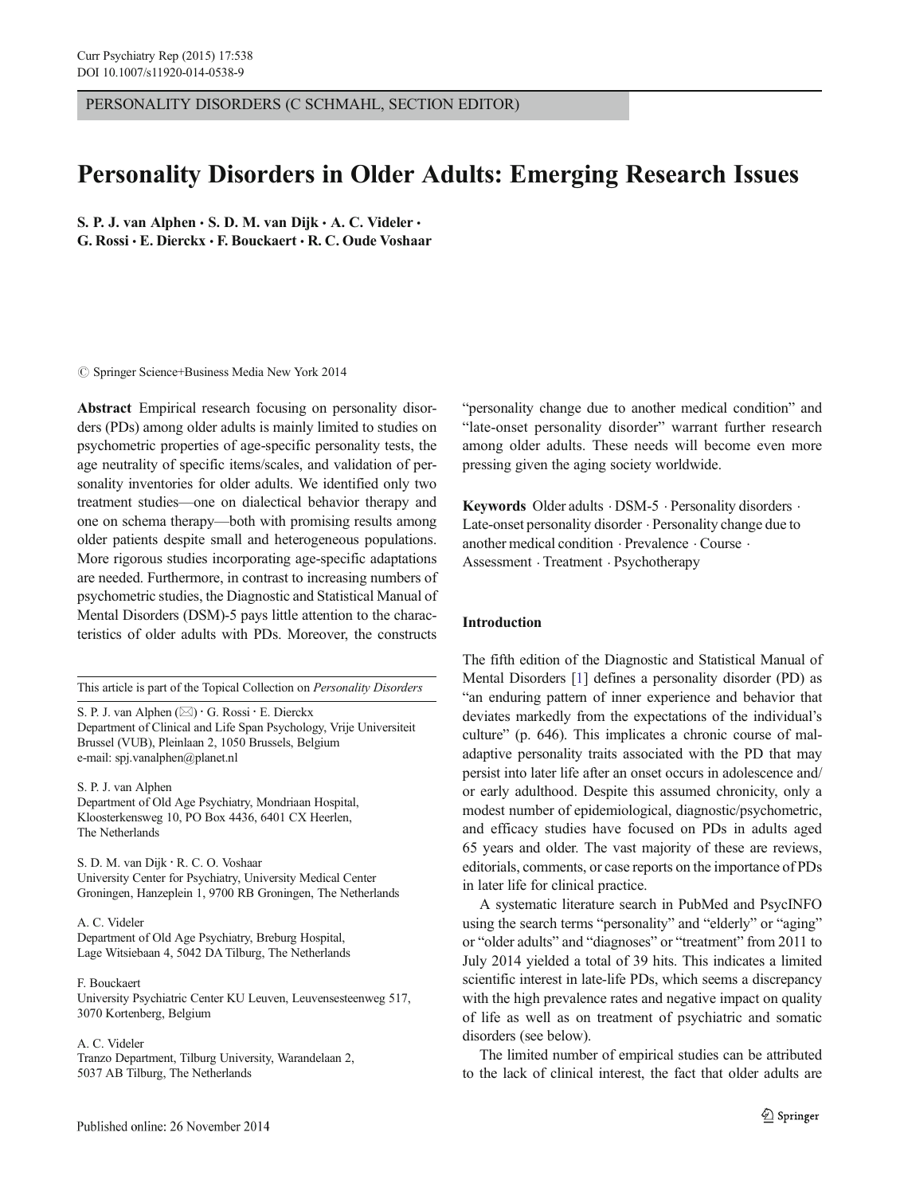PERSONALITY DISORDERS (C SCHMAHL, SECTION EDITOR)

# Personality Disorders in Older Adults: Emerging Research Issues

**S. P. J. van Alphen · S. D. M. van Dijk · A. C. Videler · G. Rossi · E. Dierckx · F. Bouckaert · R. C. Oude Voshaar**

© Springer Science+Business Media New York 2014

**Abstract** Empirical research focusing on personality disorders (PDs) among older adults is mainly limited to studies on psychometric properties of age-specific personality tests, the age neutrality of specific items/scales, and validation of personality inventories for older adults. We identified only two treatment studies—one on dialectical behavior therapy and one on schema therapy—both with promising results among older patients despite small and heterogeneous populations. More rigorous studies incorporating age-specific adaptations are needed. Furthermore, in contrast to increasing numbers of psychometric studies, the Diagnostic and Statistical Manual of Mental Disorders (DSM)-5 pays little attention to the characteristics of older adults with PDs. Moreover, the constructs "personality change due to another medical condition" and "late-onset personality disorder" warrant further research among older adults. These needs will become even more pressing given the aging society worldwide.

**Keywords** Older adults · DSM-5 · Personality disorders · Late-onset personality disorder · Personality change due to another medical condition · Prevalence · Course · Assessment · Treatment · Psychotherapy

This article is part of the Topical Collection on *Personality Disorders*

S. P. J. van Alphen (✉) · G. Rossi · E. Dierckx
Department of Clinical and Life Span Psychology, Vrije Universiteit Brussel (VUB), Pleinlaan 2, 1050 Brussels, Belgium
e-mail: spj.vanalphen@planet.nl

S. P. J. van Alphen
Department of Old Age Psychiatry, Mondriaan Hospital, Kloosterkensweg 10, PO Box 4436, 6401 CX Heerlen, The Netherlands

S. D. M. van Dijk · R. C. O. Voshaar
University Center for Psychiatry, University Medical Center Groningen, Hanzeplein 1, 9700 RB Groningen, The Netherlands

A. C. Videler
Department of Old Age Psychiatry, Breburg Hospital, Lage Witsiebaan 4, 5042 DA Tilburg, The Netherlands

F. Bouckaert
University Psychiatric Center KU Leuven, Leuvensesteenweg 517, 3070 Kortenberg, Belgium

A. C. Videler
Tranzo Department, Tilburg University, Warandelaan 2, 5037 AB Tilburg, The Netherlands

Published online: 26 November 2014

## Introduction

The fifth edition of the Diagnostic and Statistical Manual of Mental Disorders [1] defines a personality disorder (PD) as "an enduring pattern of inner experience and behavior that deviates markedly from the expectations of the individual's culture" (p. 646). This implicates a chronic course of maladaptive personality traits associated with the PD that may persist into later life after an onset occurs in adolescence and/or early adulthood. Despite this assumed chronicity, only a modest number of epidemiological, diagnostic/psychometric, and efficacy studies have focused on PDs in adults aged 65 years and older. The vast majority of these are reviews, editorials, comments, or case reports on the importance of PDs in later life for clinical practice.

A systematic literature search in PubMed and PsycINFO using the search terms "personality" and "elderly" or "aging" or "older adults" and "diagnoses" or "treatment" from 2011 to July 2014 yielded a total of 39 hits. This indicates a limited scientific interest in late-life PDs, which seems a discrepancy with the high prevalence rates and negative impact on quality of life as well as on treatment of psychiatric and somatic disorders (see below).

The limited number of empirical studies can be attributed to the lack of clinical interest, the fact that older adults are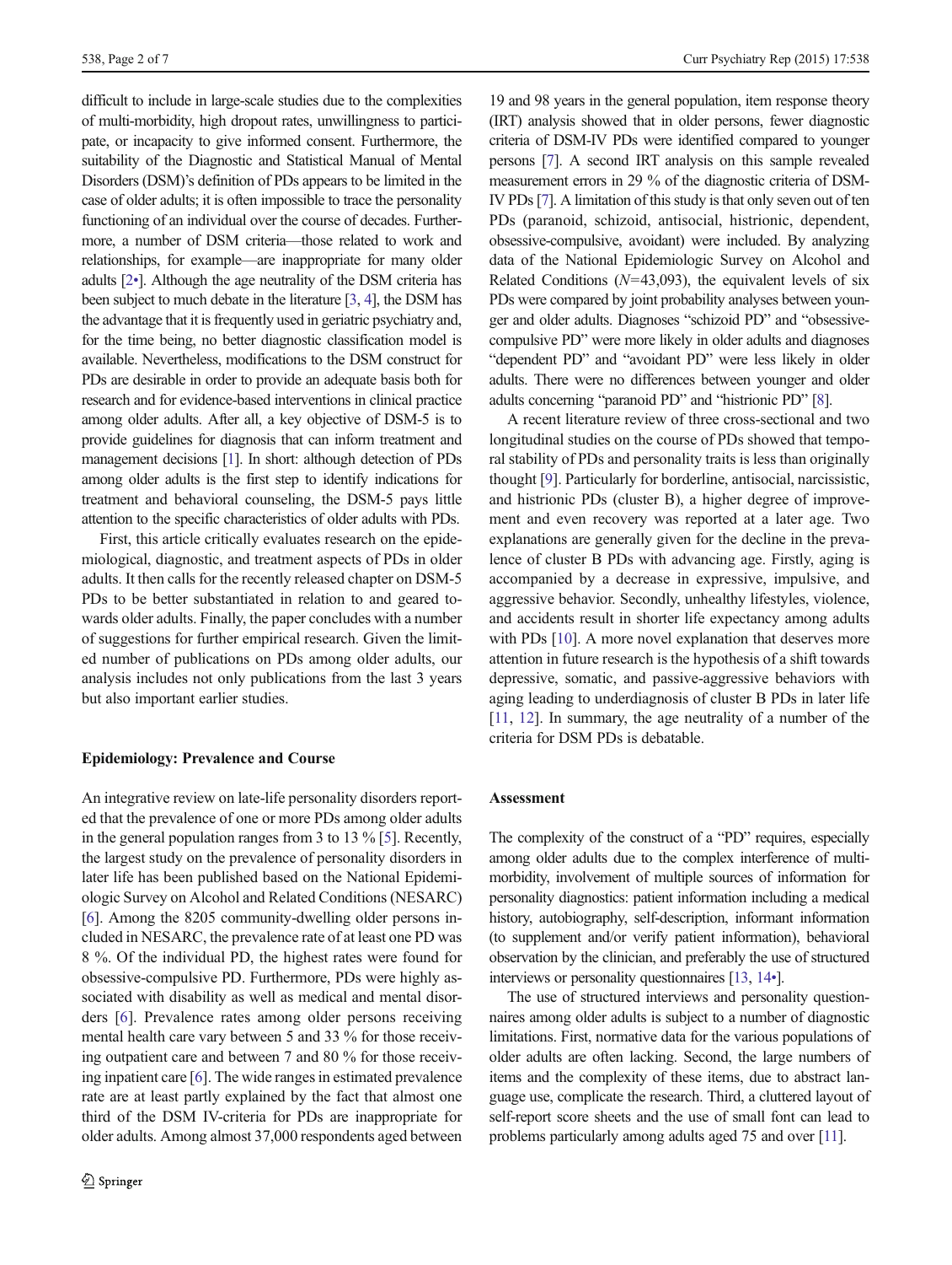difficult to include in large-scale studies due to the complexities of multi-morbidity, high dropout rates, unwillingness to participate, or incapacity to give informed consent. Furthermore, the suitability of the Diagnostic and Statistical Manual of Mental Disorders (DSM)'s definition of PDs appears to be limited in the case of older adults; it is often impossible to trace the personality functioning of an individual over the course of decades. Furthermore, a number of DSM criteria—those related to work and relationships, for example—are inappropriate for many older adults [2•]. Although the age neutrality of the DSM criteria has been subject to much debate in the literature [3, 4], the DSM has the advantage that it is frequently used in geriatric psychiatry and, for the time being, no better diagnostic classification model is available. Nevertheless, modifications to the DSM construct for PDs are desirable in order to provide an adequate basis both for research and for evidence-based interventions in clinical practice among older adults. After all, a key objective of DSM-5 is to provide guidelines for diagnosis that can inform treatment and management decisions [1]. In short: although detection of PDs among older adults is the first step to identify indications for treatment and behavioral counseling, the DSM-5 pays little attention to the specific characteristics of older adults with PDs.

First, this article critically evaluates research on the epidemiological, diagnostic, and treatment aspects of PDs in older adults. It then calls for the recently released chapter on DSM-5 PDs to be better substantiated in relation to and geared towards older adults. Finally, the paper concludes with a number of suggestions for further empirical research. Given the limited number of publications on PDs among older adults, our analysis includes not only publications from the last 3 years but also important earlier studies.

## Epidemiology: Prevalence and Course

An integrative review on late-life personality disorders reported that the prevalence of one or more PDs among older adults in the general population ranges from 3 to 13 % [5]. Recently, the largest study on the prevalence of personality disorders in later life has been published based on the National Epidemiologic Survey on Alcohol and Related Conditions (NESARC) [6]. Among the 8205 community-dwelling older persons included in NESARC, the prevalence rate of at least one PD was 8 %. Of the individual PD, the highest rates were found for obsessive-compulsive PD. Furthermore, PDs were highly associated with disability as well as medical and mental disorders [6]. Prevalence rates among older persons receiving mental health care vary between 5 and 33 % for those receiving outpatient care and between 7 and 80 % for those receiving inpatient care [6]. The wide ranges in estimated prevalence rate are at least partly explained by the fact that almost one third of the DSM IV-criteria for PDs are inappropriate for older adults. Among almost 37,000 respondents aged between 19 and 98 years in the general population, item response theory (IRT) analysis showed that in older persons, fewer diagnostic criteria of DSM-IV PDs were identified compared to younger persons [7]. A second IRT analysis on this sample revealed measurement errors in 29 % of the diagnostic criteria of DSM-IV PDs [7]. A limitation of this study is that only seven out of ten PDs (paranoid, schizoid, antisocial, histrionic, dependent, obsessive-compulsive, avoidant) were included. By analyzing data of the National Epidemiologic Survey on Alcohol and Related Conditions ($N$=43,093), the equivalent levels of six PDs were compared by joint probability analyses between younger and older adults. Diagnoses "schizoid PD" and "obsessive-compulsive PD" were more likely in older adults and diagnoses "dependent PD" and "avoidant PD" were less likely in older adults. There were no differences between younger and older adults concerning "paranoid PD" and "histrionic PD" [8].

A recent literature review of three cross-sectional and two longitudinal studies on the course of PDs showed that temporal stability of PDs and personality traits is less than originally thought [9]. Particularly for borderline, antisocial, narcissistic, and histrionic PDs (cluster B), a higher degree of improvement and even recovery was reported at a later age. Two explanations are generally given for the decline in the prevalence of cluster B PDs with advancing age. Firstly, aging is accompanied by a decrease in expressive, impulsive, and aggressive behavior. Secondly, unhealthy lifestyles, violence, and accidents result in shorter life expectancy among adults with PDs [10]. A more novel explanation that deserves more attention in future research is the hypothesis of a shift towards depressive, somatic, and passive-aggressive behaviors with aging leading to underdiagnosis of cluster B PDs in later life [11, 12]. In summary, the age neutrality of a number of the criteria for DSM PDs is debatable.

## Assessment

The complexity of the construct of a "PD" requires, especially among older adults due to the complex interference of multi-morbidity, involvement of multiple sources of information for personality diagnostics: patient information including a medical history, autobiography, self-description, informant information (to supplement and/or verify patient information), behavioral observation by the clinician, and preferably the use of structured interviews or personality questionnaires [13, 14•].

The use of structured interviews and personality questionnaires among older adults is subject to a number of diagnostic limitations. First, normative data for the various populations of older adults are often lacking. Second, the large numbers of items and the complexity of these items, due to abstract language use, complicate the research. Third, a cluttered layout of self-report score sheets and the use of small font can lead to problems particularly among adults aged 75 and over [11].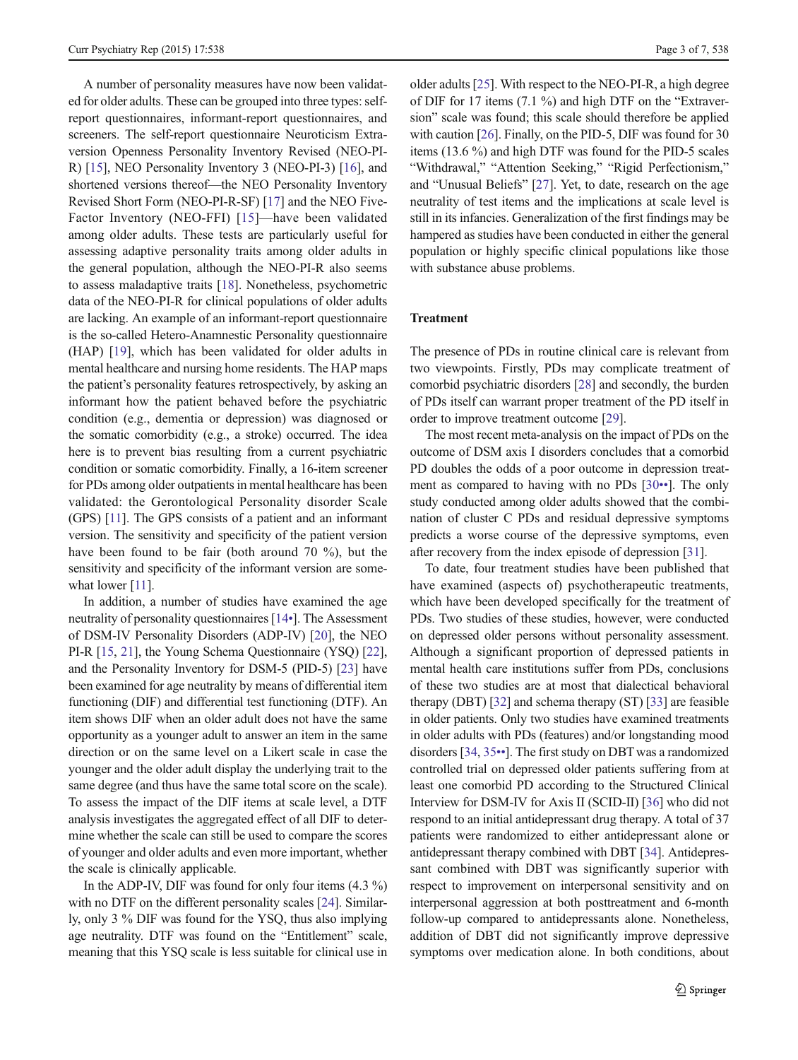A number of personality measures have now been validated for older adults. These can be grouped into three types: self-report questionnaires, informant-report questionnaires, and screeners. The self-report questionnaire Neuroticism Extraversion Openness Personality Inventory Revised (NEO-PI-R) [15], NEO Personality Inventory 3 (NEO-PI-3) [16], and shortened versions thereof—the NEO Personality Inventory Revised Short Form (NEO-PI-R-SF) [17] and the NEO Five-Factor Inventory (NEO-FFI) [15]—have been validated among older adults. These tests are particularly useful for assessing adaptive personality traits among older adults in the general population, although the NEO-PI-R also seems to assess maladaptive traits [18]. Nonetheless, psychometric data of the NEO-PI-R for clinical populations of older adults are lacking. An example of an informant-report questionnaire is the so-called Hetero-Anamnestic Personality questionnaire (HAP) [19], which has been validated for older adults in mental healthcare and nursing home residents. The HAP maps the patient's personality features retrospectively, by asking an informant how the patient behaved before the psychiatric condition (e.g., dementia or depression) was diagnosed or the somatic comorbidity (e.g., a stroke) occurred. The idea here is to prevent bias resulting from a current psychiatric condition or somatic comorbidity. Finally, a 16-item screener for PDs among older outpatients in mental healthcare has been validated: the Gerontological Personality disorder Scale (GPS) [11]. The GPS consists of a patient and an informant version. The sensitivity and specificity of the patient version have been found to be fair (both around 70 %), but the sensitivity and specificity of the informant version are somewhat lower [11].

In addition, a number of studies have examined the age neutrality of personality questionnaires [14•]. The Assessment of DSM-IV Personality Disorders (ADP-IV) [20], the NEO PI-R [15, 21], the Young Schema Questionnaire (YSQ) [22], and the Personality Inventory for DSM-5 (PID-5) [23] have been examined for age neutrality by means of differential item functioning (DIF) and differential test functioning (DTF). An item shows DIF when an older adult does not have the same opportunity as a younger adult to answer an item in the same direction or on the same level on a Likert scale in case the younger and the older adult display the underlying trait to the same degree (and thus have the same total score on the scale). To assess the impact of the DIF items at scale level, a DTF analysis investigates the aggregated effect of all DIF to determine whether the scale can still be used to compare the scores of younger and older adults and even more important, whether the scale is clinically applicable.

In the ADP-IV, DIF was found for only four items (4.3 %) with no DTF on the different personality scales [24]. Similarly, only 3 % DIF was found for the YSQ, thus also implying age neutrality. DTF was found on the "Entitlement" scale, meaning that this YSQ scale is less suitable for clinical use in older adults [25]. With respect to the NEO-PI-R, a high degree of DIF for 17 items (7.1 %) and high DTF on the "Extraversion" scale was found; this scale should therefore be applied with caution [26]. Finally, on the PID-5, DIF was found for 30 items (13.6 %) and high DTF was found for the PID-5 scales "Withdrawal," "Attention Seeking," "Rigid Perfectionism," and "Unusual Beliefs" [27]. Yet, to date, research on the age neutrality of test items and the implications at scale level is still in its infancies. Generalization of the first findings may be hampered as studies have been conducted in either the general population or highly specific clinical populations like those with substance abuse problems.

## Treatment

The presence of PDs in routine clinical care is relevant from two viewpoints. Firstly, PDs may complicate treatment of comorbid psychiatric disorders [28] and secondly, the burden of PDs itself can warrant proper treatment of the PD itself in order to improve treatment outcome [29].

The most recent meta-analysis on the impact of PDs on the outcome of DSM axis I disorders concludes that a comorbid PD doubles the odds of a poor outcome in depression treatment as compared to having with no PDs [30••]. The only study conducted among older adults showed that the combination of cluster C PDs and residual depressive symptoms predicts a worse course of the depressive symptoms, even after recovery from the index episode of depression [31].

To date, four treatment studies have been published that have examined (aspects of) psychotherapeutic treatments, which have been developed specifically for the treatment of PDs. Two studies of these studies, however, were conducted on depressed older persons without personality assessment. Although a significant proportion of depressed patients in mental health care institutions suffer from PDs, conclusions of these two studies are at most that dialectical behavioral therapy (DBT) [32] and schema therapy (ST) [33] are feasible in older patients. Only two studies have examined treatments in older adults with PDs (features) and/or longstanding mood disorders [34, 35••]. The first study on DBT was a randomized controlled trial on depressed older patients suffering from at least one comorbid PD according to the Structured Clinical Interview for DSM-IV for Axis II (SCID-II) [36] who did not respond to an initial antidepressant drug therapy. A total of 37 patients were randomized to either antidepressant alone or antidepressant therapy combined with DBT [34]. Antidepressant combined with DBT was significantly superior with respect to improvement on interpersonal sensitivity and on interpersonal aggression at both posttreatment and 6-month follow-up compared to antidepressants alone. Nonetheless, addition of DBT did not significantly improve depressive symptoms over medication alone. In both conditions, about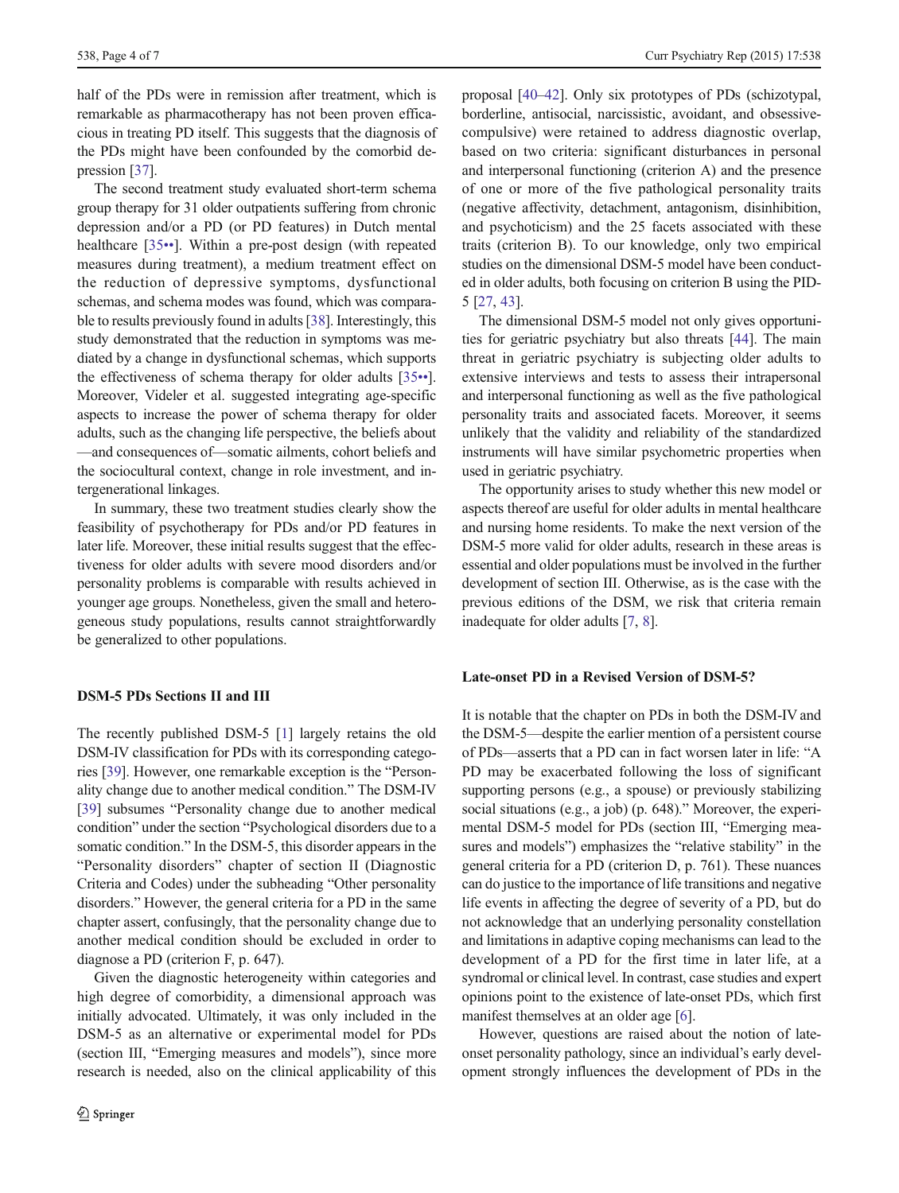half of the PDs were in remission after treatment, which is remarkable as pharmacotherapy has not been proven efficacious in treating PD itself. This suggests that the diagnosis of the PDs might have been confounded by the comorbid depression [37].

The second treatment study evaluated short-term schema group therapy for 31 older outpatients suffering from chronic depression and/or a PD (or PD features) in Dutch mental healthcare [35••]. Within a pre-post design (with repeated measures during treatment), a medium treatment effect on the reduction of depressive symptoms, dysfunctional schemas, and schema modes was found, which was comparable to results previously found in adults [38]. Interestingly, this study demonstrated that the reduction in symptoms was mediated by a change in dysfunctional schemas, which supports the effectiveness of schema therapy for older adults [35••]. Moreover, Videler et al. suggested integrating age-specific aspects to increase the power of schema therapy for older adults, such as the changing life perspective, the beliefs about—and consequences of—somatic ailments, cohort beliefs and the sociocultural context, change in role investment, and intergenerational linkages.

In summary, these two treatment studies clearly show the feasibility of psychotherapy for PDs and/or PD features in later life. Moreover, these initial results suggest that the effectiveness for older adults with severe mood disorders and/or personality problems is comparable with results achieved in younger age groups. Nonetheless, given the small and heterogeneous study populations, results cannot straightforwardly be generalized to other populations.

## DSM-5 PDs Sections II and III

The recently published DSM-5 [1] largely retains the old DSM-IV classification for PDs with its corresponding categories [39]. However, one remarkable exception is the "Personality change due to another medical condition." The DSM-IV [39] subsumes "Personality change due to another medical condition" under the section "Psychological disorders due to a somatic condition." In the DSM-5, this disorder appears in the "Personality disorders" chapter of section II (Diagnostic Criteria and Codes) under the subheading "Other personality disorders." However, the general criteria for a PD in the same chapter assert, confusingly, that the personality change due to another medical condition should be excluded in order to diagnose a PD (criterion F, p. 647).

Given the diagnostic heterogeneity within categories and high degree of comorbidity, a dimensional approach was initially advocated. Ultimately, it was only included in the DSM-5 as an alternative or experimental model for PDs (section III, "Emerging measures and models"), since more research is needed, also on the clinical applicability of this proposal [40–42]. Only six prototypes of PDs (schizotypal, borderline, antisocial, narcissistic, avoidant, and obsessive-compulsive) were retained to address diagnostic overlap, based on two criteria: significant disturbances in personal and interpersonal functioning (criterion A) and the presence of one or more of the five pathological personality traits (negative affectivity, detachment, antagonism, disinhibition, and psychoticism) and the 25 facets associated with these traits (criterion B). To our knowledge, only two empirical studies on the dimensional DSM-5 model have been conducted in older adults, both focusing on criterion B using the PID-5 [27, 43].

The dimensional DSM-5 model not only gives opportunities for geriatric psychiatry but also threats [44]. The main threat in geriatric psychiatry is subjecting older adults to extensive interviews and tests to assess their intrapersonal and interpersonal functioning as well as the five pathological personality traits and associated facets. Moreover, it seems unlikely that the validity and reliability of the standardized instruments will have similar psychometric properties when used in geriatric psychiatry.

The opportunity arises to study whether this new model or aspects thereof are useful for older adults in mental healthcare and nursing home residents. To make the next version of the DSM-5 more valid for older adults, research in these areas is essential and older populations must be involved in the further development of section III. Otherwise, as is the case with the previous editions of the DSM, we risk that criteria remain inadequate for older adults [7, 8].

## Late-onset PD in a Revised Version of DSM-5?

It is notable that the chapter on PDs in both the DSM-IV and the DSM-5—despite the earlier mention of a persistent course of PDs—asserts that a PD can in fact worsen later in life: "A PD may be exacerbated following the loss of significant supporting persons (e.g., a spouse) or previously stabilizing social situations (e.g., a job) (p. 648)." Moreover, the experimental DSM-5 model for PDs (section III, "Emerging measures and models") emphasizes the "relative stability" in the general criteria for a PD (criterion D, p. 761). These nuances can do justice to the importance of life transitions and negative life events in affecting the degree of severity of a PD, but do not acknowledge that an underlying personality constellation and limitations in adaptive coping mechanisms can lead to the development of a PD for the first time in later life, at a syndromal or clinical level. In contrast, case studies and expert opinions point to the existence of late-onset PDs, which first manifest themselves at an older age [6].

However, questions are raised about the notion of late-onset personality pathology, since an individual's early development strongly influences the development of PDs in the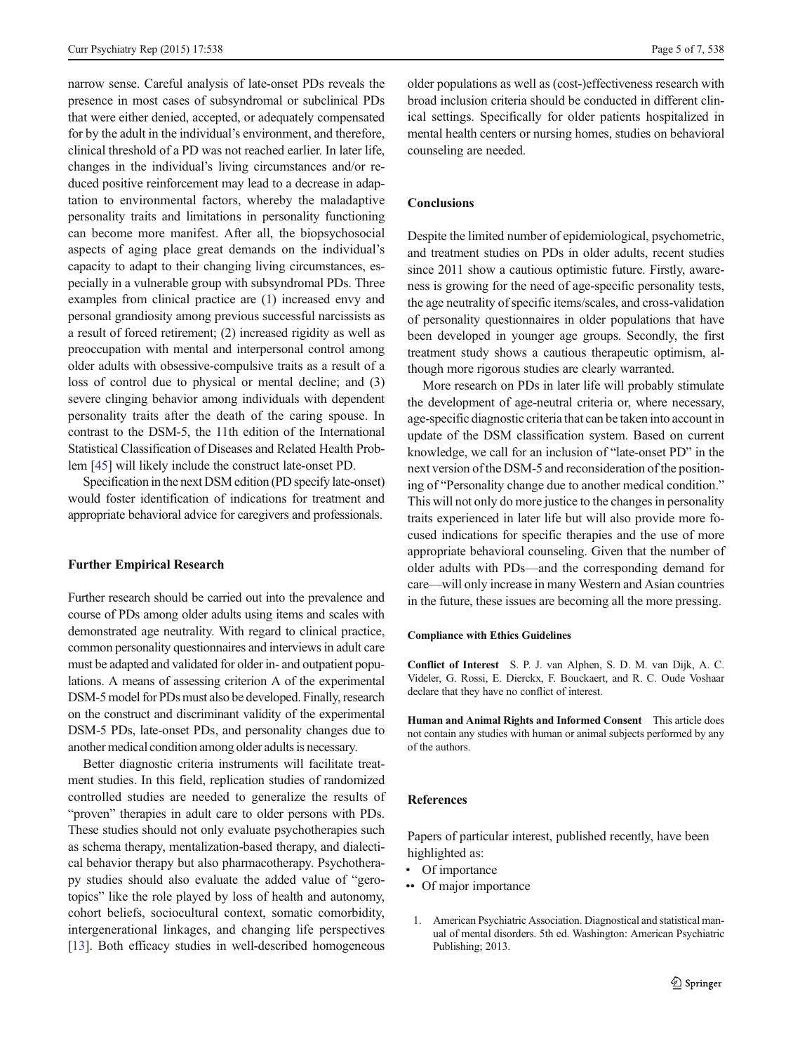narrow sense. Careful analysis of late-onset PDs reveals the presence in most cases of subsyndromal or subclinical PDs that were either denied, accepted, or adequately compensated for by the adult in the individual's environment, and therefore, clinical threshold of a PD was not reached earlier. In later life, changes in the individual's living circumstances and/or reduced positive reinforcement may lead to a decrease in adaptation to environmental factors, whereby the maladaptive personality traits and limitations in personality functioning can become more manifest. After all, the biopsychosocial aspects of aging place great demands on the individual's capacity to adapt to their changing living circumstances, especially in a vulnerable group with subsyndromal PDs. Three examples from clinical practice are (1) increased envy and personal grandiosity among previous successful narcissists as a result of forced retirement; (2) increased rigidity as well as preoccupation with mental and interpersonal control among older adults with obsessive-compulsive traits as a result of a loss of control due to physical or mental decline; and (3) severe clinging behavior among individuals with dependent personality traits after the death of the caring spouse. In contrast to the DSM-5, the 11th edition of the International Statistical Classification of Diseases and Related Health Problem [45] will likely include the construct late-onset PD.

Specification in the next DSM edition (PD specify late-onset) would foster identification of indications for treatment and appropriate behavioral advice for caregivers and professionals.

## Further Empirical Research

Further research should be carried out into the prevalence and course of PDs among older adults using items and scales with demonstrated age neutrality. With regard to clinical practice, common personality questionnaires and interviews in adult care must be adapted and validated for older in- and outpatient populations. A means of assessing criterion A of the experimental DSM-5 model for PDs must also be developed. Finally, research on the construct and discriminant validity of the experimental DSM-5 PDs, late-onset PDs, and personality changes due to another medical condition among older adults is necessary.

Better diagnostic criteria instruments will facilitate treatment studies. In this field, replication studies of randomized controlled studies are needed to generalize the results of "proven" therapies in adult care to older persons with PDs. These studies should not only evaluate psychotherapies such as schema therapy, mentalization-based therapy, and dialectical behavior therapy but also pharmacotherapy. Psychotherapy studies should also evaluate the added value of "gerotopics" like the role played by loss of health and autonomy, cohort beliefs, sociocultural context, somatic comorbidity, intergenerational linkages, and changing life perspectives [13]. Both efficacy studies in well-described homogeneous older populations as well as (cost-)effectiveness research with broad inclusion criteria should be conducted in different clinical settings. Specifically for older patients hospitalized in mental health centers or nursing homes, studies on behavioral counseling are needed.

## Conclusions

Despite the limited number of epidemiological, psychometric, and treatment studies on PDs in older adults, recent studies since 2011 show a cautious optimistic future. Firstly, awareness is growing for the need of age-specific personality tests, the age neutrality of specific items/scales, and cross-validation of personality questionnaires in older populations that have been developed in younger age groups. Secondly, the first treatment study shows a cautious therapeutic optimism, although more rigorous studies are clearly warranted.

More research on PDs in later life will probably stimulate the development of age-neutral criteria or, where necessary, age-specific diagnostic criteria that can be taken into account in update of the DSM classification system. Based on current knowledge, we call for an inclusion of "late-onset PD" in the next version of the DSM-5 and reconsideration of the positioning of "Personality change due to another medical condition." This will not only do more justice to the changes in personality traits experienced in later life but will also provide more focused indications for specific therapies and the use of more appropriate behavioral counseling. Given that the number of older adults with PDs—and the corresponding demand for care—will only increase in many Western and Asian countries in the future, these issues are becoming all the more pressing.

#### Compliance with Ethics Guidelines

**Conflict of Interest** S. P. J. van Alphen, S. D. M. van Dijk, A. C. Videler, G. Rossi, E. Dierckx, F. Bouckaert, and R. C. Oude Voshaar declare that they have no conflict of interest.

**Human and Animal Rights and Informed Consent** This article does not contain any studies with human or animal subjects performed by any of the authors.

## References

Papers of particular interest, published recently, have been highlighted as:

- • Of importance
- •• Of major importance

1. American Psychiatric Association. Diagnostical and statistical manual of mental disorders. 5th ed. Washington: American Psychiatric Publishing; 2013.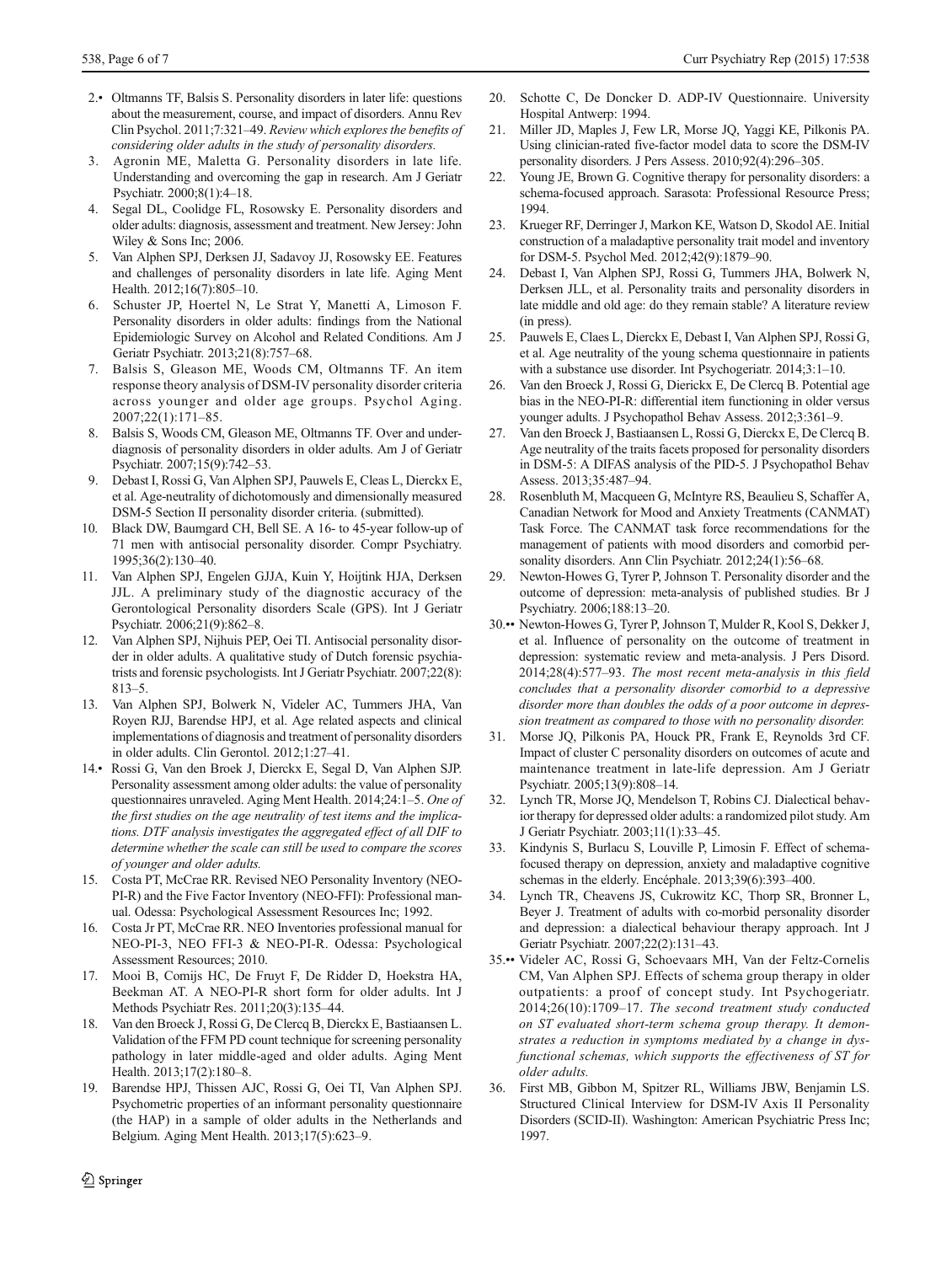2.• Oltmanns TF, Balsis S. Personality disorders in later life: questions about the measurement, course, and impact of disorders. Annu Rev Clin Psychol. 2011;7:321–49. *Review which explores the benefits of considering older adults in the study of personality disorders.*

3. Agronin ME, Maletta G. Personality disorders in late life. Understanding and overcoming the gap in research. Am J Geriatr Psychiatr. 2000;8(1):4–18.

4. Segal DL, Coolidge FL, Rosowsky E. Personality disorders and older adults: diagnosis, assessment and treatment. New Jersey: John Wiley & Sons Inc; 2006.

5. Van Alphen SPJ, Derksen JJ, Sadavoy JJ, Rosowsky EE. Features and challenges of personality disorders in late life. Aging Ment Health. 2012;16(7):805–10.

6. Schuster JP, Hoertel N, Le Strat Y, Manetti A, Limoson F. Personality disorders in older adults: findings from the National Epidemiologic Survey on Alcohol and Related Conditions. Am J Geriatr Psychiatr. 2013;21(8):757–68.

7. Balsis S, Gleason ME, Woods CM, Oltmanns TF. An item response theory analysis of DSM-IV personality disorder criteria across younger and older age groups. Psychol Aging. 2007;22(1):171–85.

8. Balsis S, Woods CM, Gleason ME, Oltmanns TF. Over and underdiagnosis of personality disorders in older adults. Am J of Geriatr Psychiatr. 2007;15(9):742–53.

9. Debast I, Rossi G, Van Alphen SPJ, Pauwels E, Cleas L, Dierckx E, et al. Age-neutrality of dichotomously and dimensionally measured DSM-5 Section II personality disorder criteria. (submitted).

10. Black DW, Baumgard CH, Bell SE. A 16- to 45-year follow-up of 71 men with antisocial personality disorder. Compr Psychiatry. 1995;36(2):130–40.

11. Van Alphen SPJ, Engelen GJJA, Kuin Y, Hoijtink HJA, Derksen JJL. A preliminary study of the diagnostic accuracy of the Gerontological Personality disorders Scale (GPS). Int J Geriatr Psychiatr. 2006;21(9):862–8.

12. Van Alphen SPJ, Nijhuis PEP, Oei TI. Antisocial personality disorder in older adults. A qualitative study of Dutch forensic psychiatrists and forensic psychologists. Int J Geriatr Psychiatr. 2007;22(8): 813–5.

13. Van Alphen SPJ, Bolwerk N, Videler AC, Tummers JHA, Van Royen RJJ, Barendse HPJ, et al. Age related aspects and clinical implementations of diagnosis and treatment of personality disorders in older adults. Clin Gerontol. 2012;1:27–41.

14.• Rossi G, Van den Broek J, Dierckx E, Segal D, Van Alphen SJP. Personality assessment among older adults: the value of personality questionnaires unraveled. Aging Ment Health. 2014;24:1–5. *One of the first studies on the age neutrality of test items and the implications. DTF analysis investigates the aggregated effect of all DIF to determine whether the scale can still be used to compare the scores of younger and older adults.*

15. Costa PT, McCrae RR. Revised NEO Personality Inventory (NEO-PI-R) and the Five Factor Inventory (NEO-FFI): Professional manual. Odessa: Psychological Assessment Resources Inc; 1992.

16. Costa Jr PT, McCrae RR. NEO Inventories professional manual for NEO-PI-3, NEO FFI-3 & NEO-PI-R. Odessa: Psychological Assessment Resources; 2010.

17. Mooi B, Comijs HC, De Fruyt F, De Ridder D, Hoekstra HA, Beekman AT. A NEO-PI-R short form for older adults. Int J Methods Psychiatr Res. 2011;20(3):135–44.

18. Van den Broeck J, Rossi G, De Clercq B, Dierckx E, Bastiaansen L. Validation of the FFM PD count technique for screening personality pathology in later middle-aged and older adults. Aging Ment Health. 2013;17(2):180–8.

19. Barendse HPJ, Thissen AJC, Rossi G, Oei TI, Van Alphen SPJ. Psychometric properties of an informant personality questionnaire (the HAP) in a sample of older adults in the Netherlands and Belgium. Aging Ment Health. 2013;17(5):623–9.

20. Schotte C, De Doncker D. ADP-IV Questionnaire. University Hospital Antwerp: 1994.

21. Miller JD, Maples J, Few LR, Morse JQ, Yaggi KE, Pilkonis PA. Using clinician-rated five-factor model data to score the DSM-IV personality disorders. J Pers Assess. 2010;92(4):296–305.

22. Young JE, Brown G. Cognitive therapy for personality disorders: a schema-focused approach. Sarasota: Professional Resource Press; 1994.

23. Krueger RF, Derringer J, Markon KE, Watson D, Skodol AE. Initial construction of a maladaptive personality trait model and inventory for DSM-5. Psychol Med. 2012;42(9):1879–90.

24. Debast I, Van Alphen SPJ, Rossi G, Tummers JHA, Bolwerk N, Derksen JLL, et al. Personality traits and personality disorders in late middle and old age: do they remain stable? A literature review (in press).

25. Pauwels E, Claes L, Dierckx E, Debast I, Van Alphen SPJ, Rossi G, et al. Age neutrality of the young schema questionnaire in patients with a substance use disorder. Int Psychogeriatr. 2014;3:1–10.

26. Van den Broeck J, Rossi G, Dierickx E, De Clercq B. Potential age bias in the NEO-PI-R: differential item functioning in older versus younger adults. J Psychopathol Behav Assess. 2012;3:361–9.

27. Van den Broeck J, Bastiaansen L, Rossi G, Dierckx E, De Clercq B. Age neutrality of the traits facets proposed for personality disorders in DSM-5: A DIFAS analysis of the PID-5. J Psychopathol Behav Assess. 2013;35:487–94.

28. Rosenbluth M, Macqueen G, McIntyre RS, Beaulieu S, Schaffer A, Canadian Network for Mood and Anxiety Treatments (CANMAT) Task Force. The CANMAT task force recommendations for the management of patients with mood disorders and comorbid personality disorders. Ann Clin Psychiatr. 2012;24(1):56–68.

29. Newton-Howes G, Tyrer P, Johnson T. Personality disorder and the outcome of depression: meta-analysis of published studies. Br J Psychiatry. 2006;188:13–20.

30.•• Newton-Howes G, Tyrer P, Johnson T, Mulder R, Kool S, Dekker J, et al. Influence of personality on the outcome of treatment in depression: systematic review and meta-analysis. J Pers Disord. 2014;28(4):577–93. *The most recent meta-analysis in this field concludes that a personality disorder comorbid to a depressive disorder more than doubles the odds of a poor outcome in depression treatment as compared to those with no personality disorder.*

31. Morse JQ, Pilkonis PA, Houck PR, Frank E, Reynolds 3rd CF. Impact of cluster C personality disorders on outcomes of acute and maintenance treatment in late-life depression. Am J Geriatr Psychiatr. 2005;13(9):808–14.

32. Lynch TR, Morse JQ, Mendelson T, Robins CJ. Dialectical behavior therapy for depressed older adults: a randomized pilot study. Am J Geriatr Psychiatr. 2003;11(1):33–45.

33. Kindynis S, Burlacu S, Louville P, Limosin F. Effect of schema-focused therapy on depression, anxiety and maladaptive cognitive schemas in the elderly. Encéphale. 2013;39(6):393–400.

34. Lynch TR, Cheavens JS, Cukrowitz KC, Thorp SR, Bronner L, Beyer J. Treatment of adults with co-morbid personality disorder and depression: a dialectical behaviour therapy approach. Int J Geriatr Psychiatr. 2007;22(2):131–43.

35.•• Videler AC, Rossi G, Schoevaars MH, Van der Feltz-Cornelis CM, Van Alphen SPJ. Effects of schema group therapy in older outpatients: a proof of concept study. Int Psychogeriatr. 2014;26(10):1709–17. *The second treatment study conducted on ST evaluated short-term schema group therapy. It demonstrates a reduction in symptoms mediated by a change in dysfunctional schemas, which supports the effectiveness of ST for older adults.*

36. First MB, Gibbon M, Spitzer RL, Williams JBW, Benjamin LS. Structured Clinical Interview for DSM-IV Axis II Personality Disorders (SCID-II). Washington: American Psychiatric Press Inc; 1997.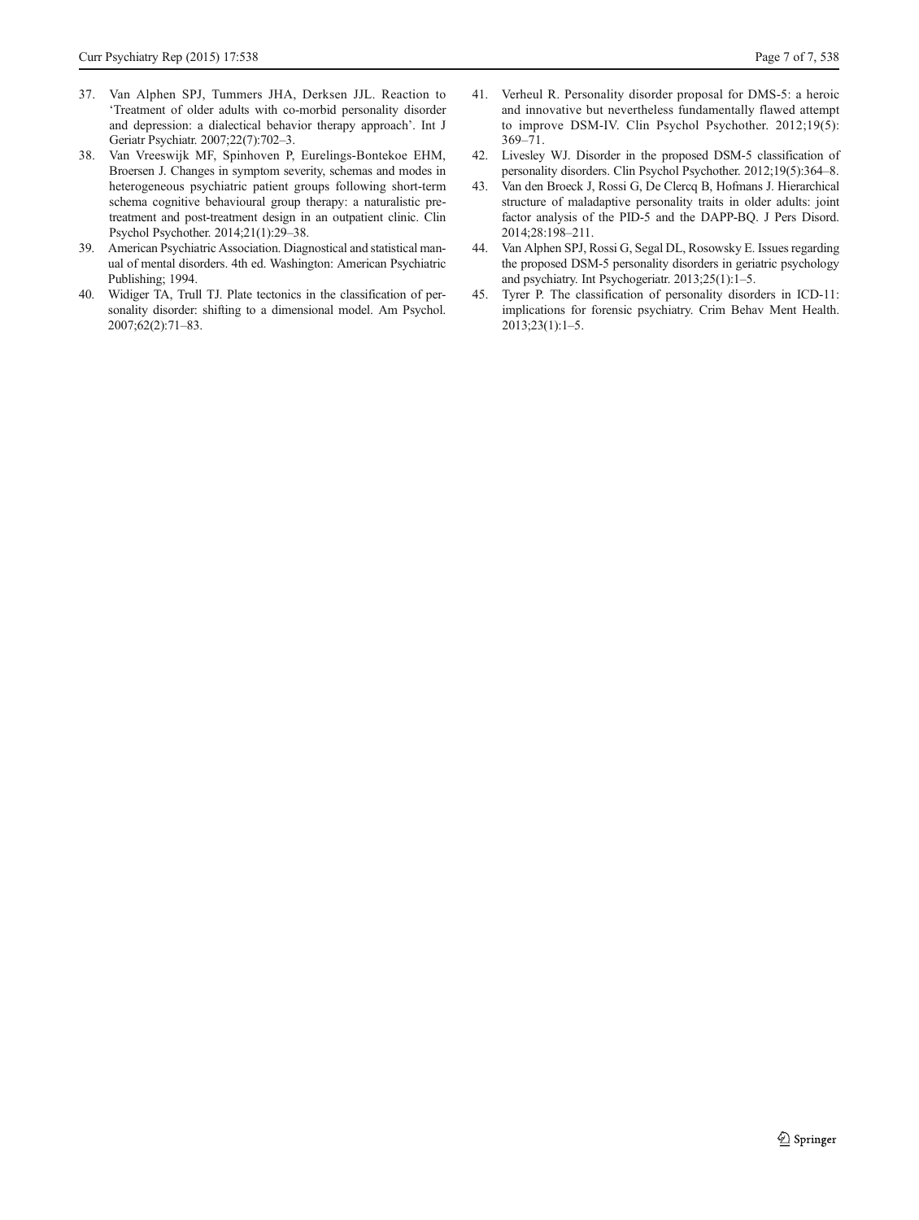37. Van Alphen SPJ, Tummers JHA, Derksen JJL. Reaction to 'Treatment of older adults with co-morbid personality disorder and depression: a dialectical behavior therapy approach'. Int J Geriatr Psychiatr. 2007;22(7):702–3.
38. Van Vreeswijk MF, Spinhoven P, Eurelings-Bontekoe EHM, Broersen J. Changes in symptom severity, schemas and modes in heterogeneous psychiatric patient groups following short-term schema cognitive behavioural group therapy: a naturalistic pre-treatment and post-treatment design in an outpatient clinic. Clin Psychol Psychother. 2014;21(1):29–38.
39. American Psychiatric Association. Diagnostical and statistical manual of mental disorders. 4th ed. Washington: American Psychiatric Publishing; 1994.
40. Widiger TA, Trull TJ. Plate tectonics in the classification of personality disorder: shifting to a dimensional model. Am Psychol. 2007;62(2):71–83.
41. Verheul R. Personality disorder proposal for DMS-5: a heroic and innovative but nevertheless fundamentally flawed attempt to improve DSM-IV. Clin Psychol Psychother. 2012;19(5): 369–71.
42. Livesley WJ. Disorder in the proposed DSM-5 classification of personality disorders. Clin Psychol Psychother. 2012;19(5):364–8.
43. Van den Broeck J, Rossi G, De Clercq B, Hofmans J. Hierarchical structure of maladaptive personality traits in older adults: joint factor analysis of the PID-5 and the DAPP-BQ. J Pers Disord. 2014;28:198–211.
44. Van Alphen SPJ, Rossi G, Segal DL, Rosowsky E. Issues regarding the proposed DSM-5 personality disorders in geriatric psychology and psychiatry. Int Psychogeriatr. 2013;25(1):1–5.
45. Tyrer P. The classification of personality disorders in ICD-11: implications for forensic psychiatry. Crim Behav Ment Health. 2013;23(1):1–5.